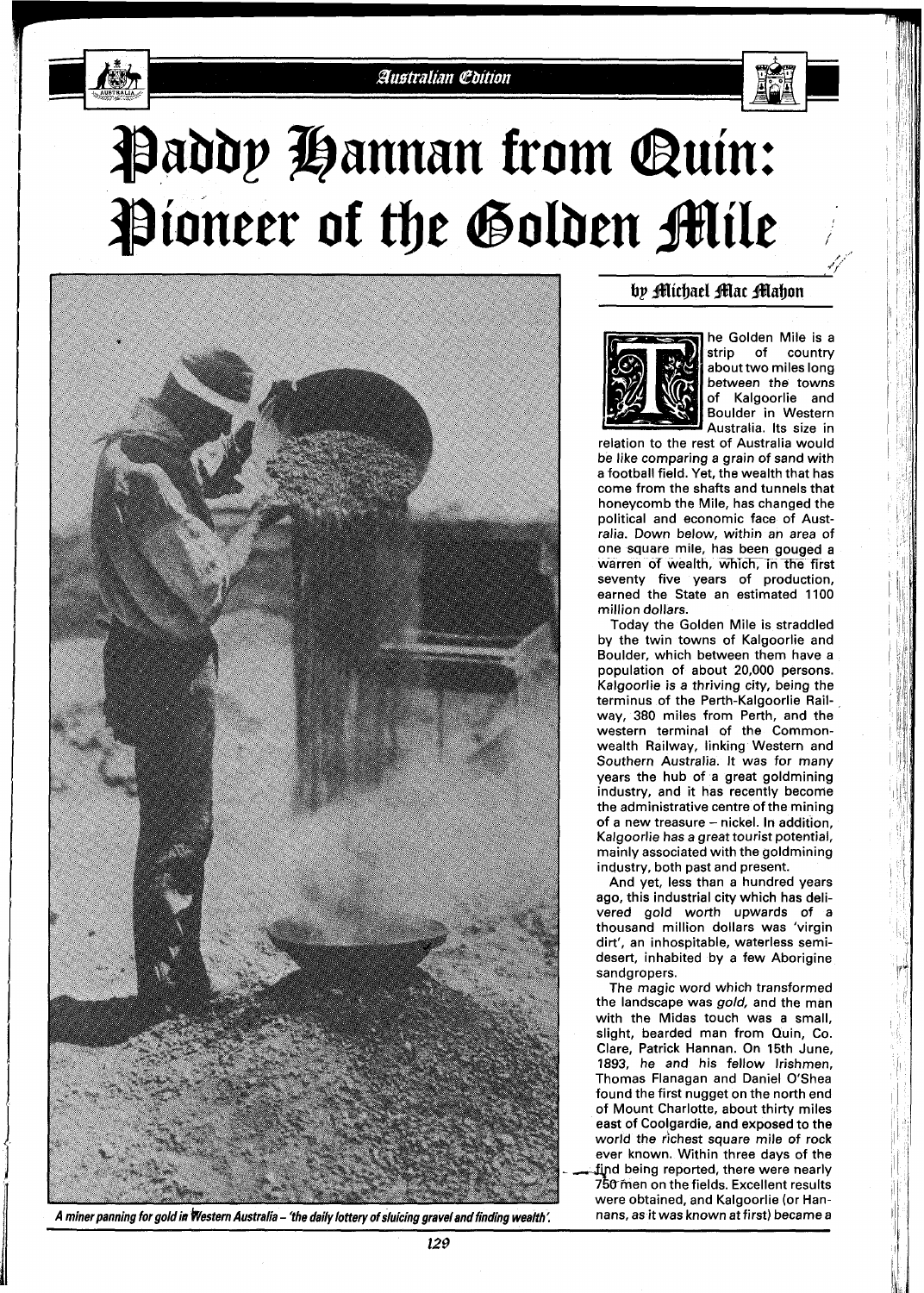# Paddy Hannan from Quin: Pioneer of the Golden Mile

A miner panning for gold in Western Australia – 'the daily lottery of sluicing gravel and finding wealth'.

**by Michael Mac Mahon**

The Golden Mile is a strip of country about two miles long between the towns of Kalgoorlie and Boulder in Western Australia. Its size in relation to the rest of Australia would be like comparing a grain of sand with a football field. Yet, the wealth that has come from the shafts and tunnels that honeycomb the Mile, has changed the political and economic face of Australia. Down below, within an area of one square mile, has been gouged a warren of wealth, which, in the first seventy five years of production, earned the State an estimated 1100 million dollars.

Today the Golden Mile is straddled by the twin towns of Kalgoorlie and Boulder, which between them have a population of about 20,000 persons. Kalgoorlie is a thriving city, being the terminus of the Perth-Kalgoorlie Railway, 380 miles from Perth, and the western terminal of the Commonwealth Railway, linking Western and Southern Australia. It was for many years the hub of a great goldmining industry, and it has recently become the administrative centre of the mining of a new treasure – nickel. In addition, Kalgoorlie has a great tourist potential, mainly associated with the goldmining industry, both past and present.

And yet, less than a hundred years ago, this industrial city which has delivered gold worth upwards of a thousand million dollars was 'virgin dirt', an inhospitable, waterless semi-desert, inhabited by a few Aborigine sandgropers.

The magic word which transformed the landscape was *gold,* and the man with the Midas touch was a small, slight, bearded man from Quin, Co. Clare, Patrick Hannan. On 15th June, 1893, he and his fellow Irishmen, Thomas Flanagan and Daniel O'Shea found the first nugget on the north end of Mount Charlotte, about thirty miles east of Coolgardie, and exposed to the world the richest square mile of rock ever known. Within three days of the find being reported, there were nearly 750 men on the fields. Excellent results were obtained, and Kalgoorlie (or Hannans, as it was known at first) became a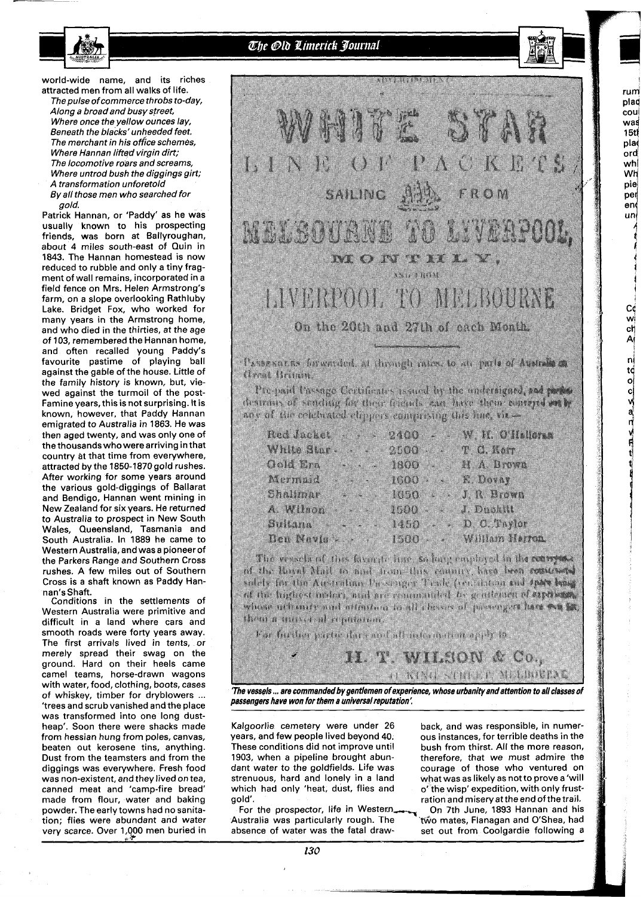world-wide name, and its riches attracted men from all walks of life.

*The pulse of commerce throbs to-day,*
*Along a broad and busy street,*
*Where once the yellow ounces lay,*
*Beneath the blacks' unheeded feet.*
*The merchant in his office schemes,*
*Where Hannan lifted virgin dirt;*
*The locomotive roars and screams,*
*Where untrod bush the diggings girt;*
*A transformation unforetold*
*By all those men who searched for gold.*

Patrick Hannan, or 'Paddy' as he was usually known to his prospecting friends, was born at Ballyroughan, about 4 miles south-east of Quin in 1843. The Hannan homestead is now reduced to rubble and only a tiny fragment of wall remains, incorporated in a field fence on Mrs. Helen Armstrong's farm, on a slope overlooking Rathluby Lake. Bridget Fox, who worked for many years in the Armstrong home, and who died in the thirties, at the age of 103, remembered the Hannan home, and often recalled young Paddy's favourite pastime of playing ball against the gable of the house. Little of the family history is known, but, viewed against the turmoil of the post-Famine years, this is not surprising. It is known, however, that Paddy Hannan emigrated to Australia in 1863. He was then aged twenty, and was only one of the thousands who were arriving in that country at that time from everywhere, attracted by the 1850-1870 gold rushes. After working for some years around the various gold-diggings of Ballarat and Bendigo, Hannan went mining in New Zealand for six years. He returned to Australia to prospect in New South Wales, Queensland, Tasmania and South Australia. In 1889 he came to Western Australia, and was a pioneer of the Parkers Range and Southern Cross rushes. A few miles out of Southern Cross is a shaft known as Paddy Hannan's Shaft.

Conditions in the settlements of Western Australia were primitive and difficult in a land where cars and smooth roads were forty years away. The first arrivals lived in tents, or merely spread their swag on the ground. Hard on their heels came camel teams, horse-drawn wagons with water, food, clothing, boots, cases of whiskey, timber for dryblowers ... 'trees and scrub vanished and the place was transformed into one long dust-heap'. Soon there were shacks made from hessian hung from poles, canvas, beaten out kerosene tins, anything. Dust from the teamsters and from the diggings was everywhere. Fresh food was non-existent, and they lived on tea, canned meat and 'camp-fire bread' made from flour, water and baking powder. The early towns had no sanitation; flies were abundant and water very scarce. Over 1,000 men buried in Kalgoorlie cemetery were under 26 years, and few people lived beyond 40. These conditions did not improve until 1903, when a pipeline brought abundant water to the goldfields. Life was strenuous, hard and lonely in a land which had only 'heat, dust, flies and gold'.

For the prospector, life in Western Australia was particularly rough. The absence of water was the fatal drawback, and was responsible, in numerous instances, for terrible deaths in the bush from thirst. All the more reason, therefore, that we must admire the courage of those who ventured on what was as likely as not to prove a 'will o' the wisp' expedition, with only frustration and misery at the end of the trail.

On 7th June, 1893 Hannan and his two mates, Flanagan and O'Shea, had set out from Coolgardie following a

WHITE STAR LINE OF PACKETS, SAILING FROM MELBOURNE TO LIVERPOOL, MONTHLY, AND FROM LIVERPOOL TO MELBOURNE On the 20th and 27th of each Month.

Passengers forwarded at through rates to all parts of Australia from Great Britain.

Pre-paid Passage Certificates issued by the undersigned, and parties desirous of sending for their friends can have them conveyed out by any of the celebrated clippers comprising this line, viz.—

| | | |
|---|---|---|
| Red Jacket | 2400 | W. H. O'Halloran |
| White Star | 2500 | T. C. Kerr |
| Gold Era | 1800 | H. A. Brown |
| Mermaid | 1600 | E. Devey |
| Shalimar | 1050 | J. R. Brown |
| A. Wilson | 1500 | J. Dunkitt |
| Sultana | 1450 | D. C. Taylor |
| Ben Nevis | 1500 | William Harron |

The vessels of this favorite line, so long employed in the conveyance of the Royal Mail to and from this country, have been constructed solely for the Australian Passenger Trade (ventilation and space being of the highest order), and are commanded by gentlemen of experience, whose urbanity and attention to all classes of passengers have won for them a universal reputation.

For further particulars and all information apply to

H. T. WILSON & Co.,
KING STREET, MELBOURNE.

*'The vessels ... are commanded by gentlemen of experience, whose urbanity and attention to all classes of passengers have won for them a universal reputation'.*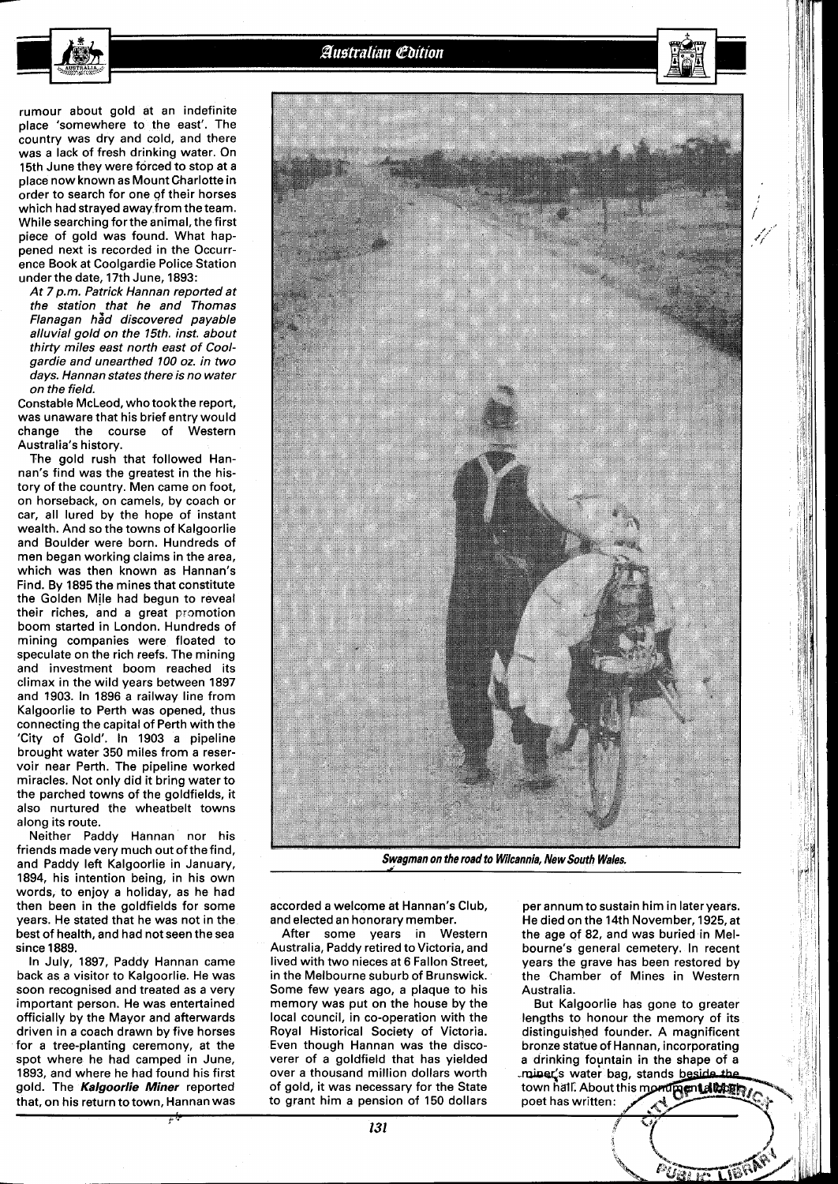rumour about gold at an indefinite place 'somewhere to the east'. The country was dry and cold, and there was a lack of fresh drinking water. On 15th June they were forced to stop at a place now known as Mount Charlotte in order to search for one of their horses which had strayed away from the team. While searching for the animal, the first piece of gold was found. What happened next is recorded in the Occurrence Book at Coolgardie Police Station under the date, 17th June, 1893:

*At 7 p.m. Patrick Hannan reported at the station that he and Thomas Flanagan had discovered payable alluvial gold on the 15th. inst. about thirty miles east north east of Coolgardie and unearthed 100 oz. in two days. Hannan states there is no water on the field.*

Constable McLeod, who took the report, was unaware that his brief entry would change the course of Western Australia's history.

The gold rush that followed Hannan's find was the greatest in the history of the country. Men came on foot, on horseback, on camels, by coach or car, all lured by the hope of instant wealth. And so the towns of Kalgoorlie and Boulder were born. Hundreds of men began working claims in the area, which was then known as Hannan's Find. By 1895 the mines that constitute the Golden Mile had begun to reveal their riches, and a great promotion boom started in London. Hundreds of mining companies were floated to speculate on the rich reefs. The mining and investment boom reached its climax in the wild years between 1897 and 1903. In 1896 a railway line from Kalgoorlie to Perth was opened, thus connecting the capital of Perth with the 'City of Gold'. In 1903 a pipeline brought water 350 miles from a reservoir near Perth. The pipeline worked miracles. Not only did it bring water to the parched towns of the goldfields, it also nurtured the wheatbelt towns along its route.

Neither Paddy Hannan nor his friends made very much out of the find, and Paddy left Kalgoorlie in January, 1894, his intention being, in his own words, to enjoy a holiday, as he had then been in the goldfields for some years. He stated that he was not in the best of health, and had not seen the sea since 1889.

In July, 1897, Paddy Hannan came back as a visitor to Kalgoorlie. He was soon recognised and treated as a very important person. He was entertained officially by the Mayor and afterwards driven in a coach drawn by five horses for a tree-planting ceremony, at the spot where he had camped in June, 1893, and where he had found his first gold. The ***Kalgoorlie Miner*** reported that, on his return to town, Hannan was accorded a welcome at Hannan's Club, and elected an honorary member.

After some years in Western Australia, Paddy retired to Victoria, and lived with two nieces at 6 Fallon Street, in the Melbourne suburb of Brunswick. Some few years ago, a plaque to his memory was put on the house by the local council, in co-operation with the Royal Historical Society of Victoria. Even though Hannan was the discoverer of a goldfield that has yielded over a thousand million dollars worth of gold, it was necessary for the State to grant him a pension of 150 dollars per annum to sustain him in later years. He died on the 14th November, 1925, at the age of 82, and was buried in Melbourne's general cemetery. In recent years the grave has been restored by the Chamber of Mines in Western Australia.

But Kalgoorlie has gone to greater lengths to honour the memory of its distinguished founder. A magnificent bronze statue of Hannan, incorporating a drinking fountain in the shape of a miner's water bag, stands beside the town hall. About this monument a poet has written:

*Swagman on the road to Wilcannia, New South Wales.*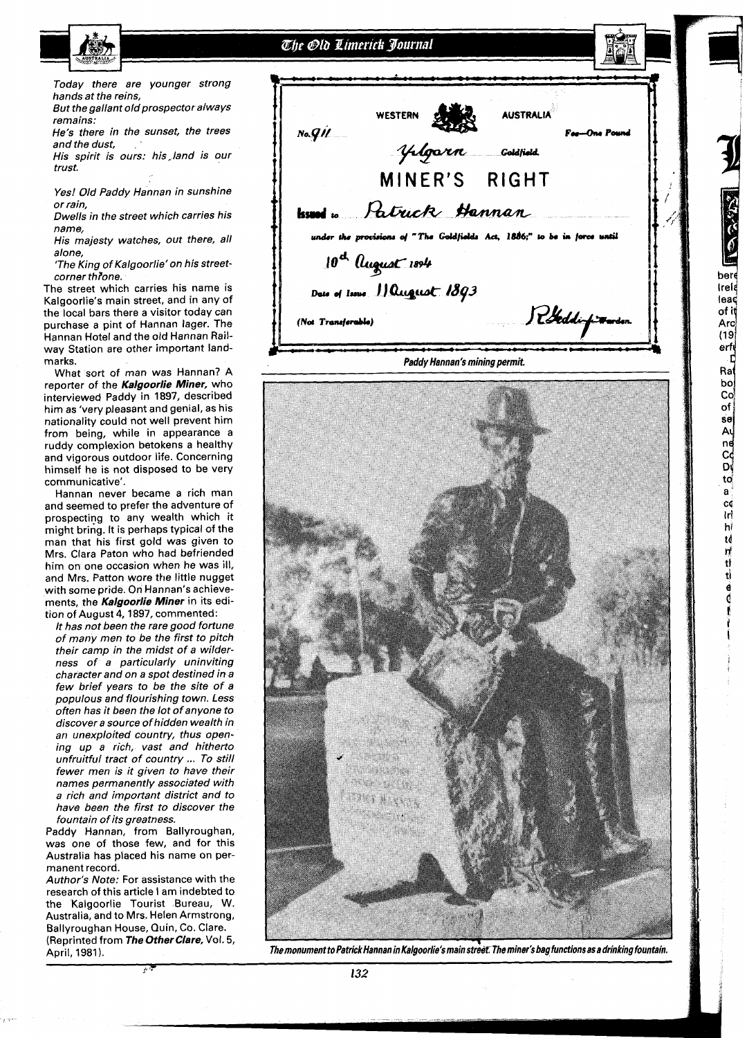*Today there are younger strong hands at the reins,*
*But the gallant old prospector always remains:*
*He's there in the sunset, the trees and the dust,*
*His spirit is ours: his land is our trust.*

*Yes! Old Paddy Hannan in sunshine or rain,*
*Dwells in the street which carries his name,*
*His majesty watches, out there, all alone,*
*'The King of Kalgoorlie' on his street-corner throne.*

The street which carries his name is Kalgoorlie's main street, and in any of the local bars there a visitor today can purchase a pint of Hannan lager. The Hannan Hotel and the old Hannan Railway Station are other important landmarks.

What sort of man was Hannan? A reporter of the ***Kalgoorlie Miner,*** who interviewed Paddy in 1897, described him as 'very pleasant and genial, as his nationality could not well prevent him from being, while in appearance a ruddy complexion betokens a healthy and vigorous outdoor life. Concerning himself he is not disposed to be very communicative'.

Hannan never became a rich man and seemed to prefer the adventure of prospecting to any wealth which it might bring. It is perhaps typical of the man that his first gold was given to Mrs. Clara Paton who had befriended him on one occasion when he was ill, and Mrs. Patton wore the little nugget with some pride. On Hannan's achievements, the ***Kalgoorlie Miner*** in its edition of August 4, 1897, commented:

*It has not been the rare good fortune of many men to be the first to pitch their camp in the midst of a wilderness of a particularly uninviting character and on a spot destined in a few brief years to be the site of a populous and flourishing town. Less often has it been the lot of anyone to discover a source of hidden wealth in an unexploited country, thus opening up a rich, vast and hitherto unfruitful tract of country ... To still fewer men is it given to have their names permanently associated with a rich and important district and to have been the first to discover the fountain of its greatness.*

Paddy Hannan, from Ballyroughan, was one of those few, and for this Australia has placed his name on permanent record.

*Author's Note:* For assistance with the research of this article I am indebted to the Kalgoorlie Tourist Bureau, W. Australia, and to Mrs. Helen Armstrong, Ballyroughan House, Quin, Co. Clare.
(Reprinted from ***The Other Clare,*** Vol. 5, April, 1981).

WESTERN AUSTRALIA

No. 911 Fee—One Pound

Yilgarn Goldfield.

MINER'S RIGHT

Issued to Patrick Hannan

under the provisions of "The Goldfields Act, 1886;" to be in force until

10th August 1894

Date of Issue 11 August 1893

(Not Transferable) R. Goddard Warden.

*Paddy Hannan's mining permit.*

*The monument to Patrick Hannan in Kalgoorlie's main street. The miner's bag functions as a drinking fountain.*